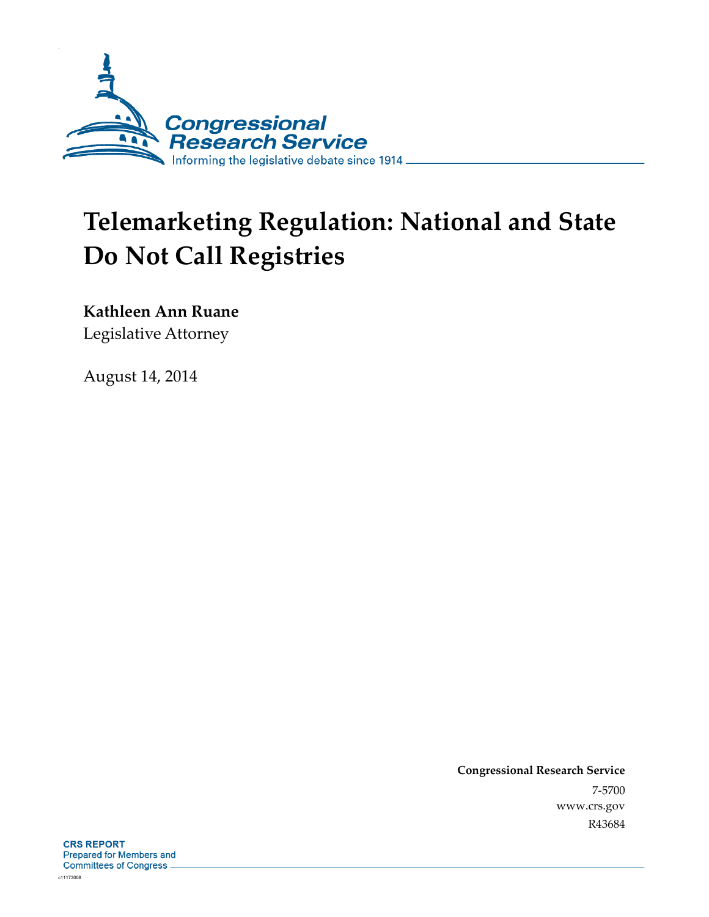Congressional Research Service

Informing the legislative debate since 1914

# Telemarketing Regulation: National and State Do Not Call Registries

**Kathleen Ann Ruane**
Legislative Attorney

August 14, 2014

**Congressional Research Service**
7-5700
www.crs.gov
R43684

**CRS REPORT**
Prepared for Members and Committees of Congress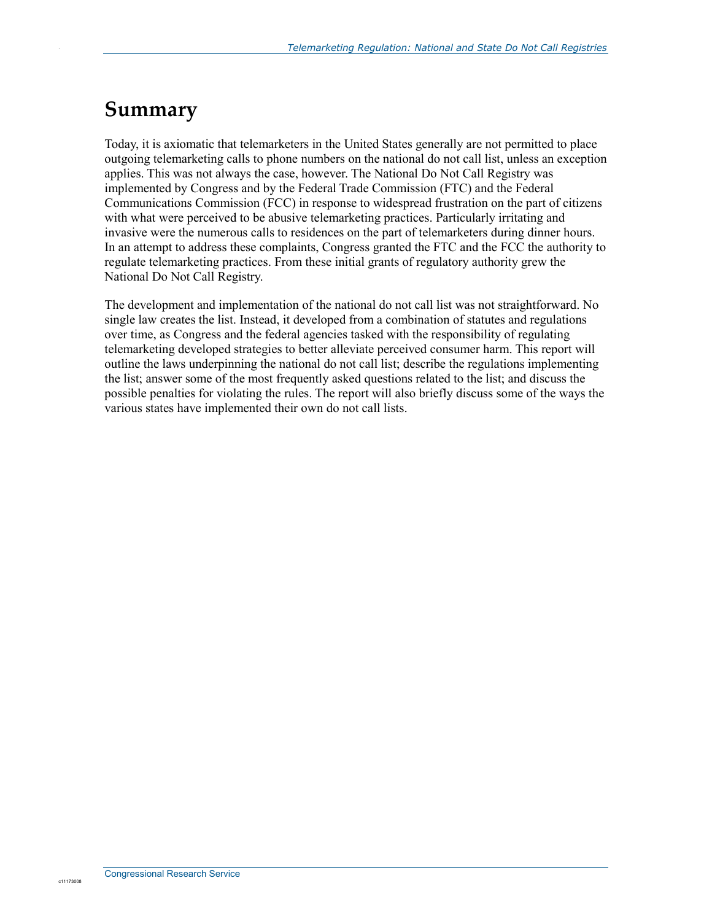# Summary

Today, it is axiomatic that telemarketers in the United States generally are not permitted to place outgoing telemarketing calls to phone numbers on the national do not call list, unless an exception applies. This was not always the case, however. The National Do Not Call Registry was implemented by Congress and by the Federal Trade Commission (FTC) and the Federal Communications Commission (FCC) in response to widespread frustration on the part of citizens with what were perceived to be abusive telemarketing practices. Particularly irritating and invasive were the numerous calls to residences on the part of telemarketers during dinner hours. In an attempt to address these complaints, Congress granted the FTC and the FCC the authority to regulate telemarketing practices. From these initial grants of regulatory authority grew the National Do Not Call Registry.

The development and implementation of the national do not call list was not straightforward. No single law creates the list. Instead, it developed from a combination of statutes and regulations over time, as Congress and the federal agencies tasked with the responsibility of regulating telemarketing developed strategies to better alleviate perceived consumer harm. This report will outline the laws underpinning the national do not call list; describe the regulations implementing the list; answer some of the most frequently asked questions related to the list; and discuss the possible penalties for violating the rules. The report will also briefly discuss some of the ways the various states have implemented their own do not call lists.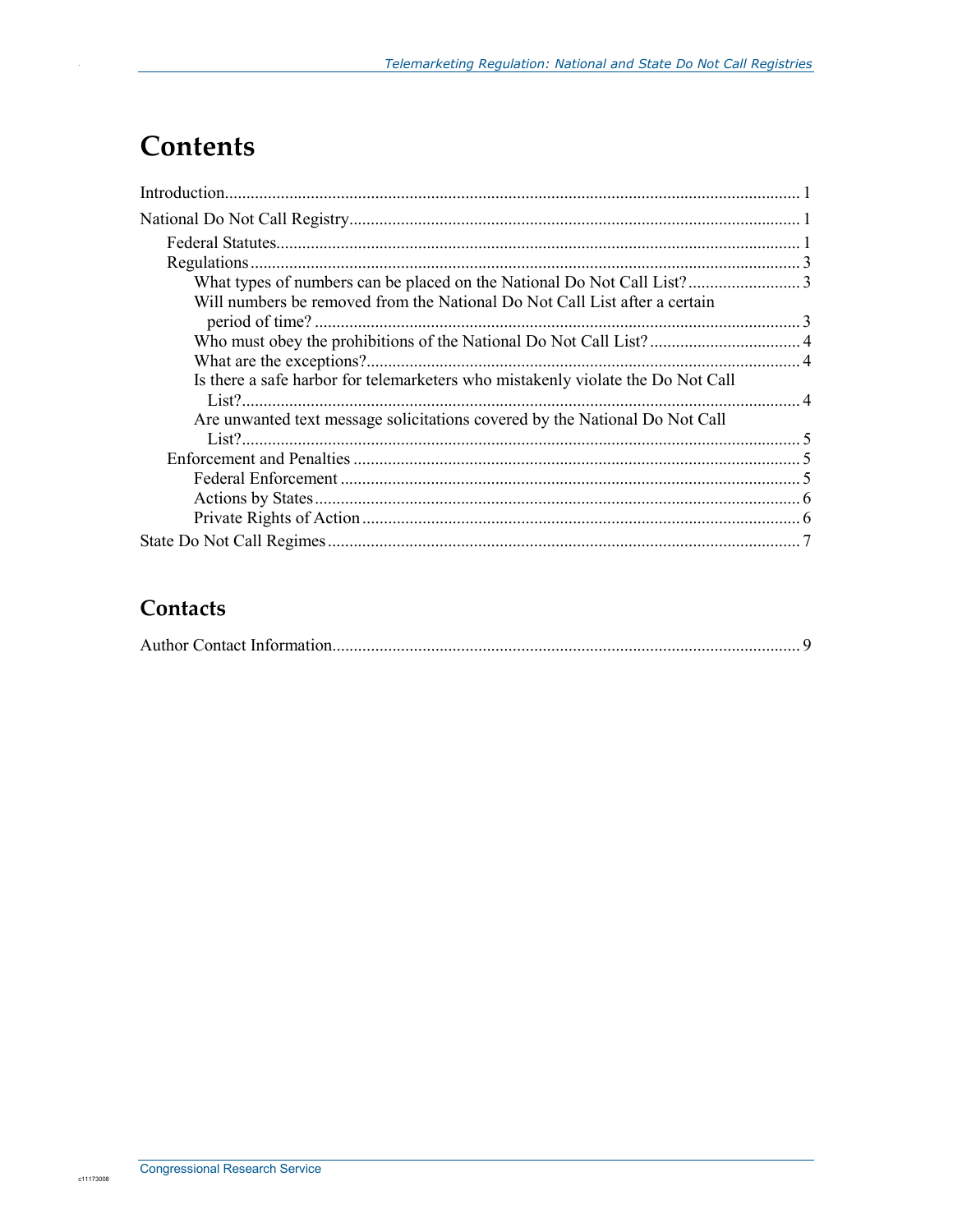# Contents

Introduction .................................................................................................................... 1

National Do Not Call Registry ........................................................................................ 1

- Federal Statutes ........................................................................................................ 1
- Regulations .............................................................................................................. 3
  - What types of numbers can be placed on the National Do Not Call List? .......................... 3
  - Will numbers be removed from the National Do Not Call List after a certain period of time? ................................................................................................................ 3
  - Who must obey the prohibitions of the National Do Not Call List? .................................. 4
  - What are the exceptions? .................................................................................... 4
  - Is there a safe harbor for telemarketers who mistakenly violate the Do Not Call List? ................................................................................................................. 4
  - Are unwanted text message solicitations covered by the National Do Not Call List? ................................................................................................................. 5
- Enforcement and Penalties ....................................................................................... 5
  - Federal Enforcement .......................................................................................... 5
  - Actions by States ................................................................................................ 6
  - Private Rights of Action ..................................................................................... 6

State Do Not Call Regimes ............................................................................................. 7

## Contacts

Author Contact Information ............................................................................................ 9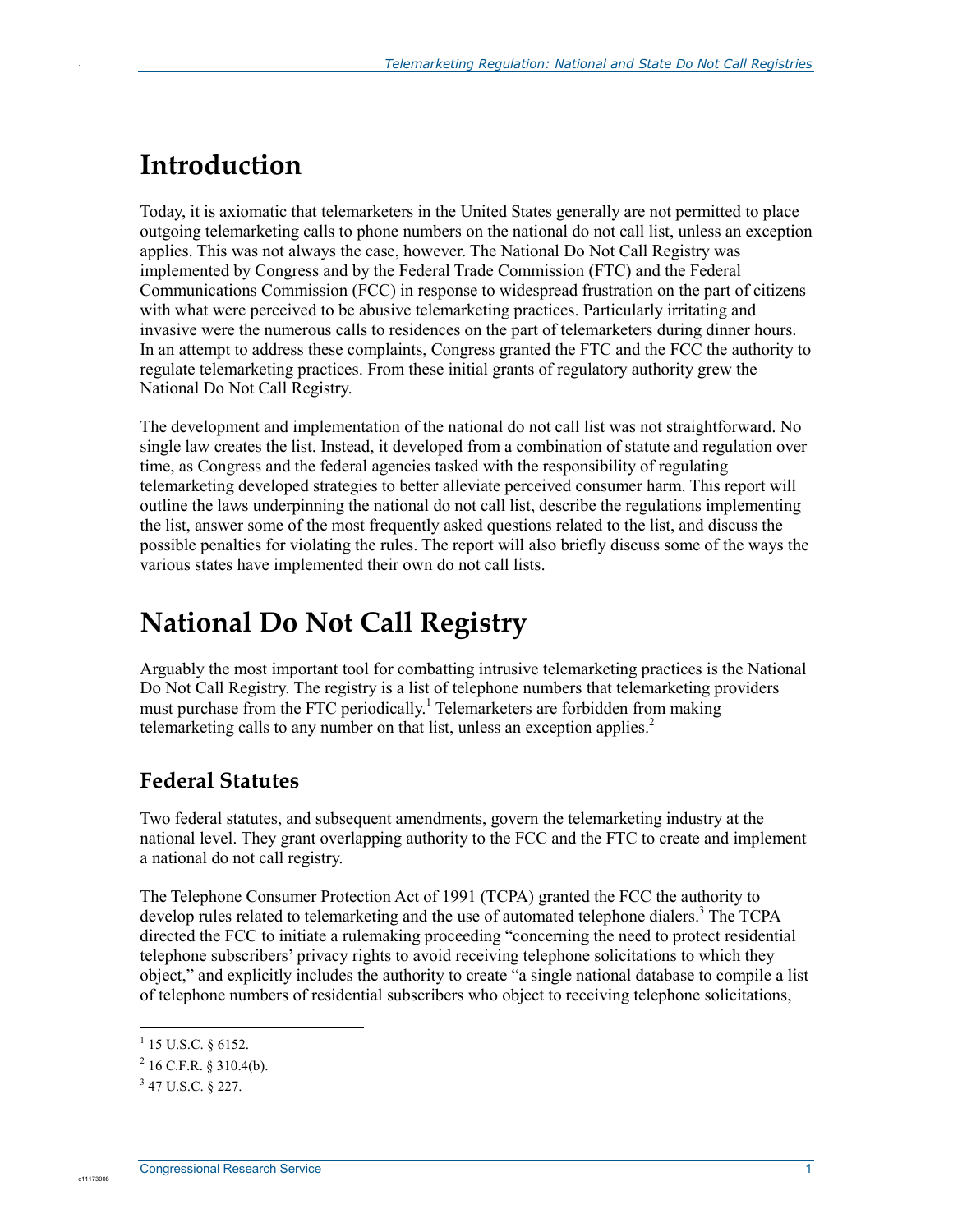# Introduction

Today, it is axiomatic that telemarketers in the United States generally are not permitted to place outgoing telemarketing calls to phone numbers on the national do not call list, unless an exception applies. This was not always the case, however. The National Do Not Call Registry was implemented by Congress and by the Federal Trade Commission (FTC) and the Federal Communications Commission (FCC) in response to widespread frustration on the part of citizens with what were perceived to be abusive telemarketing practices. Particularly irritating and invasive were the numerous calls to residences on the part of telemarketers during dinner hours. In an attempt to address these complaints, Congress granted the FTC and the FCC the authority to regulate telemarketing practices. From these initial grants of regulatory authority grew the National Do Not Call Registry.

The development and implementation of the national do not call list was not straightforward. No single law creates the list. Instead, it developed from a combination of statute and regulation over time, as Congress and the federal agencies tasked with the responsibility of regulating telemarketing developed strategies to better alleviate perceived consumer harm. This report will outline the laws underpinning the national do not call list, describe the regulations implementing the list, answer some of the most frequently asked questions related to the list, and discuss the possible penalties for violating the rules. The report will also briefly discuss some of the ways the various states have implemented their own do not call lists.

# National Do Not Call Registry

Arguably the most important tool for combatting intrusive telemarketing practices is the National Do Not Call Registry. The registry is a list of telephone numbers that telemarketing providers must purchase from the FTC periodically.[1] Telemarketers are forbidden from making telemarketing calls to any number on that list, unless an exception applies.[2]

## Federal Statutes

Two federal statutes, and subsequent amendments, govern the telemarketing industry at the national level. They grant overlapping authority to the FCC and the FTC to create and implement a national do not call registry.

The Telephone Consumer Protection Act of 1991 (TCPA) granted the FCC the authority to develop rules related to telemarketing and the use of automated telephone dialers.[3] The TCPA directed the FCC to initiate a rulemaking proceeding "concerning the need to protect residential telephone subscribers' privacy rights to avoid receiving telephone solicitations to which they object," and explicitly includes the authority to create "a single national database to compile a list of telephone numbers of residential subscribers who object to receiving telephone solicitations,

---

[1] 15 U.S.C. § 6152.

[2] 16 C.F.R. § 310.4(b).

[3] 47 U.S.C. § 227.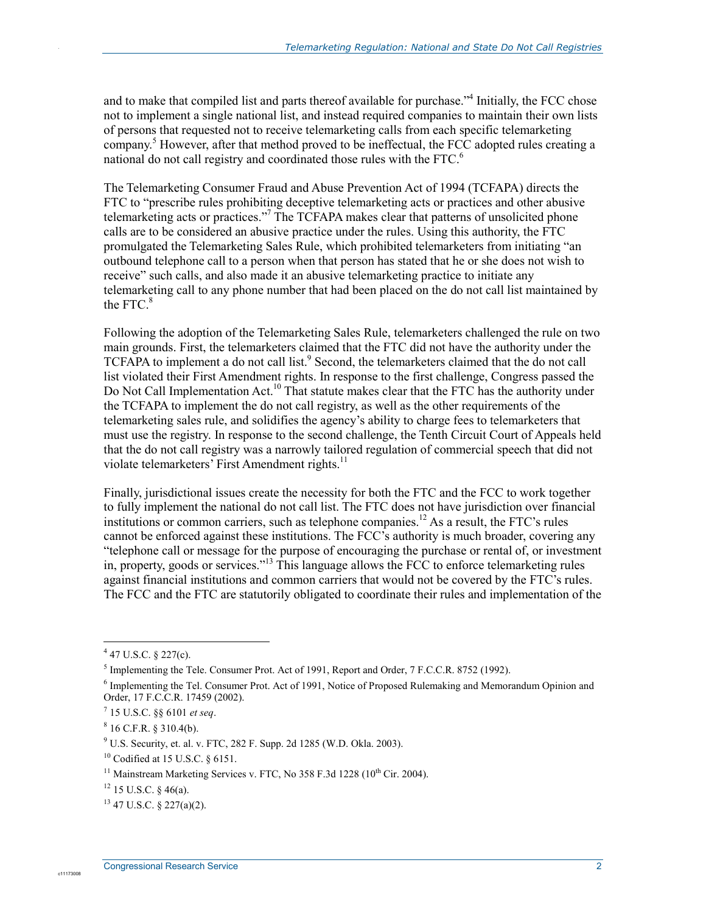and to make that compiled list and parts thereof available for purchase."[4] Initially, the FCC chose not to implement a single national list, and instead required companies to maintain their own lists of persons that requested not to receive telemarketing calls from each specific telemarketing company.[5] However, after that method proved to be ineffectual, the FCC adopted rules creating a national do not call registry and coordinated those rules with the FTC.[6]

The Telemarketing Consumer Fraud and Abuse Prevention Act of 1994 (TCFAPA) directs the FTC to "prescribe rules prohibiting deceptive telemarketing acts or practices and other abusive telemarketing acts or practices."[7] The TCFAPA makes clear that patterns of unsolicited phone calls are to be considered an abusive practice under the rules. Using this authority, the FTC promulgated the Telemarketing Sales Rule, which prohibited telemarketers from initiating "an outbound telephone call to a person when that person has stated that he or she does not wish to receive" such calls, and also made it an abusive telemarketing practice to initiate any telemarketing call to any phone number that had been placed on the do not call list maintained by the FTC.[8]

Following the adoption of the Telemarketing Sales Rule, telemarketers challenged the rule on two main grounds. First, the telemarketers claimed that the FTC did not have the authority under the TCFAPA to implement a do not call list.[9] Second, the telemarketers claimed that the do not call list violated their First Amendment rights. In response to the first challenge, Congress passed the Do Not Call Implementation Act.[10] That statute makes clear that the FTC has the authority under the TCFAPA to implement the do not call registry, as well as the other requirements of the telemarketing sales rule, and solidifies the agency's ability to charge fees to telemarketers that must use the registry. In response to the second challenge, the Tenth Circuit Court of Appeals held that the do not call registry was a narrowly tailored regulation of commercial speech that did not violate telemarketers' First Amendment rights.[11]

Finally, jurisdictional issues create the necessity for both the FTC and the FCC to work together to fully implement the national do not call list. The FTC does not have jurisdiction over financial institutions or common carriers, such as telephone companies.[12] As a result, the FTC's rules cannot be enforced against these institutions. The FCC's authority is much broader, covering any "telephone call or message for the purpose of encouraging the purchase or rental of, or investment in, property, goods or services."[13] This language allows the FCC to enforce telemarketing rules against financial institutions and common carriers that would not be covered by the FTC's rules. The FCC and the FTC are statutorily obligated to coordinate their rules and implementation of the

---

[4] 47 U.S.C. § 227(c).

[5] Implementing the Tele. Consumer Prot. Act of 1991, Report and Order, 7 F.C.C.R. 8752 (1992).

[6] Implementing the Tel. Consumer Prot. Act of 1991, Notice of Proposed Rulemaking and Memorandum Opinion and Order, 17 F.C.C.R. 17459 (2002).

[7] 15 U.S.C. §§ 6101 *et seq*.

[8] 16 C.F.R. § 310.4(b).

[9] U.S. Security, et. al. v. FTC, 282 F. Supp. 2d 1285 (W.D. Okla. 2003).

[10] Codified at 15 U.S.C. § 6151.

[11] Mainstream Marketing Services v. FTC, No 358 F.3d 1228 (10th Cir. 2004).

[12] 15 U.S.C. § 46(a).

[13] 47 U.S.C. § 227(a)(2).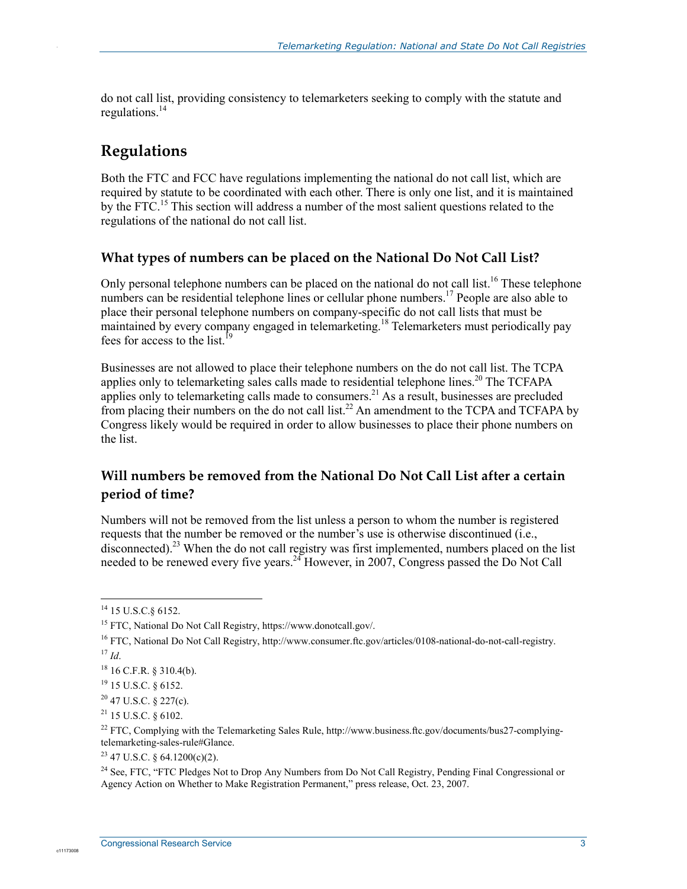do not call list, providing consistency to telemarketers seeking to comply with the statute and regulations.[14]

## Regulations

Both the FTC and FCC have regulations implementing the national do not call list, which are required by statute to be coordinated with each other. There is only one list, and it is maintained by the FTC.[15] This section will address a number of the most salient questions related to the regulations of the national do not call list.

### What types of numbers can be placed on the National Do Not Call List?

Only personal telephone numbers can be placed on the national do not call list.[16] These telephone numbers can be residential telephone lines or cellular phone numbers.[17] People are also able to place their personal telephone numbers on company-specific do not call lists that must be maintained by every company engaged in telemarketing.[18] Telemarketers must periodically pay fees for access to the list.[19]

Businesses are not allowed to place their telephone numbers on the do not call list. The TCPA applies only to telemarketing sales calls made to residential telephone lines.[20] The TCFAPA applies only to telemarketing calls made to consumers.[21] As a result, businesses are precluded from placing their numbers on the do not call list.[22] An amendment to the TCPA and TCFAPA by Congress likely would be required in order to allow businesses to place their phone numbers on the list.

### Will numbers be removed from the National Do Not Call List after a certain period of time?

Numbers will not be removed from the list unless a person to whom the number is registered requests that the number be removed or the number's use is otherwise discontinued (i.e., disconnected).[23] When the do not call registry was first implemented, numbers placed on the list needed to be renewed every five years.[24] However, in 2007, Congress passed the Do Not Call

---

[14] 15 U.S.C.§ 6152.

[15] FTC, National Do Not Call Registry, https://www.donotcall.gov/.

[16] FTC, National Do Not Call Registry, http://www.consumer.ftc.gov/articles/0108-national-do-not-call-registry.

[17] *Id*.

[18] 16 C.F.R. § 310.4(b).

[19] 15 U.S.C. § 6152.

[20] 47 U.S.C. § 227(c).

[21] 15 U.S.C. § 6102.

[22] FTC, Complying with the Telemarketing Sales Rule, http://www.business.ftc.gov/documents/bus27-complying-telemarketing-sales-rule#Glance.

[23] 47 U.S.C. § 64.1200(c)(2).

[24] See, FTC, "FTC Pledges Not to Drop Any Numbers from Do Not Call Registry, Pending Final Congressional or Agency Action on Whether to Make Registration Permanent," press release, Oct. 23, 2007.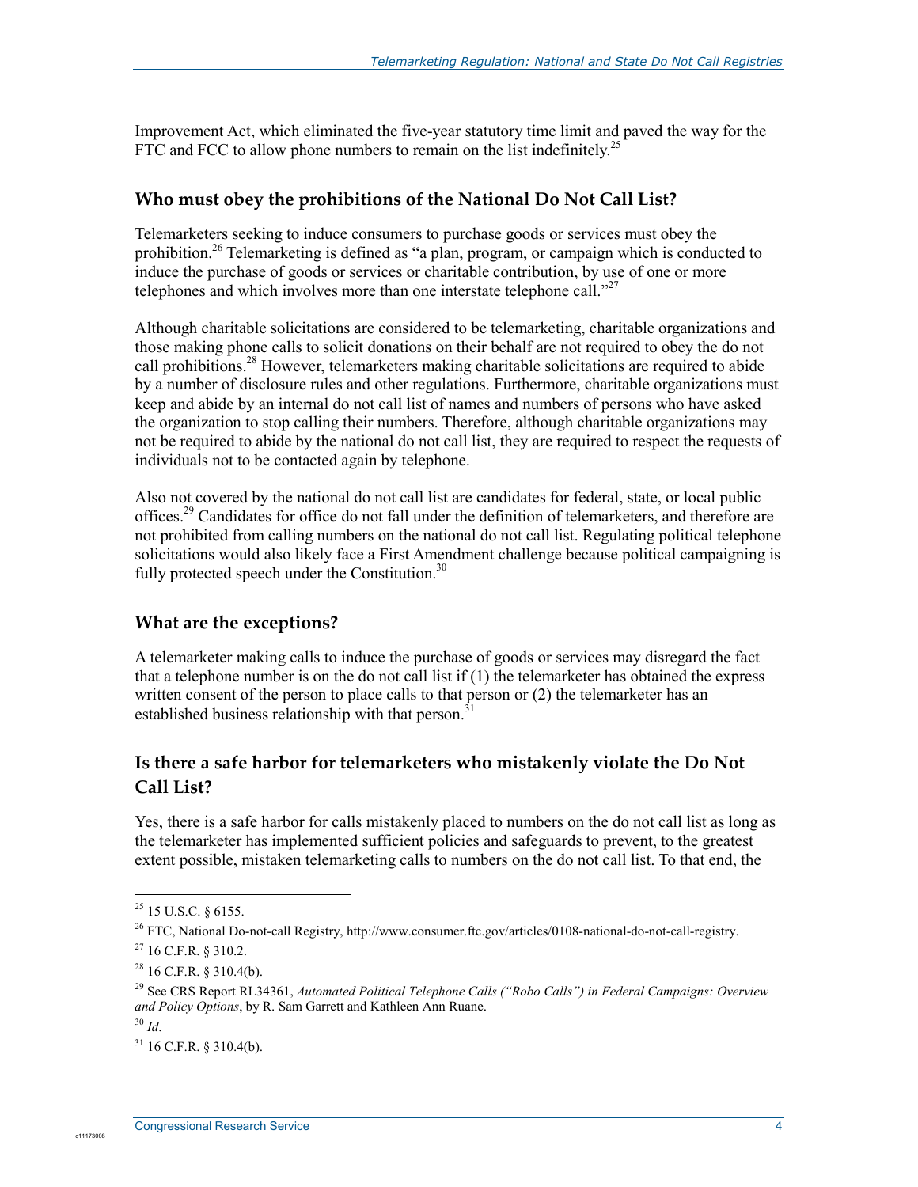Improvement Act, which eliminated the five-year statutory time limit and paved the way for the FTC and FCC to allow phone numbers to remain on the list indefinitely.[25]

## Who must obey the prohibitions of the National Do Not Call List?

Telemarketers seeking to induce consumers to purchase goods or services must obey the prohibition.[26] Telemarketing is defined as "a plan, program, or campaign which is conducted to induce the purchase of goods or services or charitable contribution, by use of one or more telephones and which involves more than one interstate telephone call."[27]

Although charitable solicitations are considered to be telemarketing, charitable organizations and those making phone calls to solicit donations on their behalf are not required to obey the do not call prohibitions.[28] However, telemarketers making charitable solicitations are required to abide by a number of disclosure rules and other regulations. Furthermore, charitable organizations must keep and abide by an internal do not call list of names and numbers of persons who have asked the organization to stop calling their numbers. Therefore, although charitable organizations may not be required to abide by the national do not call list, they are required to respect the requests of individuals not to be contacted again by telephone.

Also not covered by the national do not call list are candidates for federal, state, or local public offices.[29] Candidates for office do not fall under the definition of telemarketers, and therefore are not prohibited from calling numbers on the national do not call list. Regulating political telephone solicitations would also likely face a First Amendment challenge because political campaigning is fully protected speech under the Constitution.[30]

## What are the exceptions?

A telemarketer making calls to induce the purchase of goods or services may disregard the fact that a telephone number is on the do not call list if (1) the telemarketer has obtained the express written consent of the person to place calls to that person or (2) the telemarketer has an established business relationship with that person.[31]

## Is there a safe harbor for telemarketers who mistakenly violate the Do Not Call List?

Yes, there is a safe harbor for calls mistakenly placed to numbers on the do not call list as long as the telemarketer has implemented sufficient policies and safeguards to prevent, to the greatest extent possible, mistaken telemarketing calls to numbers on the do not call list. To that end, the

---

[25] 15 U.S.C. § 6155.

[26] FTC, National Do-not-call Registry, http://www.consumer.ftc.gov/articles/0108-national-do-not-call-registry.

[27] 16 C.F.R. § 310.2.

[28] 16 C.F.R. § 310.4(b).

[29] See CRS Report RL34361, *Automated Political Telephone Calls ("Robo Calls") in Federal Campaigns: Overview and Policy Options*, by R. Sam Garrett and Kathleen Ann Ruane.

[30] *Id*.

[31] 16 C.F.R. § 310.4(b).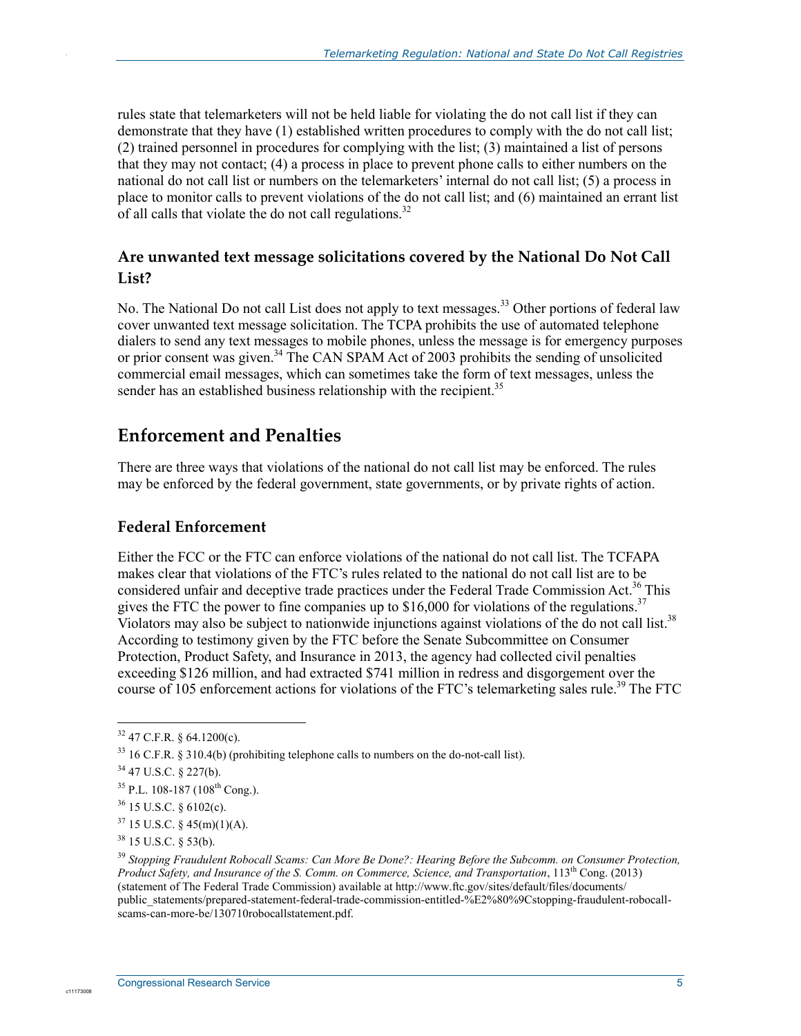rules state that telemarketers will not be held liable for violating the do not call list if they can demonstrate that they have (1) established written procedures to comply with the do not call list; (2) trained personnel in procedures for complying with the list; (3) maintained a list of persons that they may not contact; (4) a process in place to prevent phone calls to either numbers on the national do not call list or numbers on the telemarketers' internal do not call list; (5) a process in place to monitor calls to prevent violations of the do not call list; and (6) maintained an errant list of all calls that violate the do not call regulations.[32]

### Are unwanted text message solicitations covered by the National Do Not Call List?

No. The National Do not call List does not apply to text messages.[33] Other portions of federal law cover unwanted text message solicitation. The TCPA prohibits the use of automated telephone dialers to send any text messages to mobile phones, unless the message is for emergency purposes or prior consent was given.[34] The CAN SPAM Act of 2003 prohibits the sending of unsolicited commercial email messages, which can sometimes take the form of text messages, unless the sender has an established business relationship with the recipient.[35]

## Enforcement and Penalties

There are three ways that violations of the national do not call list may be enforced. The rules may be enforced by the federal government, state governments, or by private rights of action.

### Federal Enforcement

Either the FCC or the FTC can enforce violations of the national do not call list. The TCFAPA makes clear that violations of the FTC's rules related to the national do not call list are to be considered unfair and deceptive trade practices under the Federal Trade Commission Act.[36] This gives the FTC the power to fine companies up to $16,000 for violations of the regulations.[37] Violators may also be subject to nationwide injunctions against violations of the do not call list.[38] According to testimony given by the FTC before the Senate Subcommittee on Consumer Protection, Product Safety, and Insurance in 2013, the agency had collected civil penalties exceeding $126 million, and had extracted $741 million in redress and disgorgement over the course of 105 enforcement actions for violations of the FTC's telemarketing sales rule.[39] The FTC

---

[32] 47 C.F.R. § 64.1200(c).

[33] 16 C.F.R. § 310.4(b) (prohibiting telephone calls to numbers on the do-not-call list).

[34] 47 U.S.C. § 227(b).

[35] P.L. 108-187 (108th Cong.).

[36] 15 U.S.C. § 6102(c).

[37] 15 U.S.C. § 45(m)(1)(A).

[38] 15 U.S.C. § 53(b).

[39] *Stopping Fraudulent Robocall Scams: Can More Be Done?: Hearing Before the Subcomm. on Consumer Protection, Product Safety, and Insurance of the S. Comm. on Commerce, Science, and Transportation*, 113th Cong. (2013) (statement of The Federal Trade Commission) available at http://www.ftc.gov/sites/default/files/documents/public_statements/prepared-statement-federal-trade-commission-entitled-%E2%80%9Cstopping-fraudulent-robocall-scams-can-more-be/130710robocallstatement.pdf.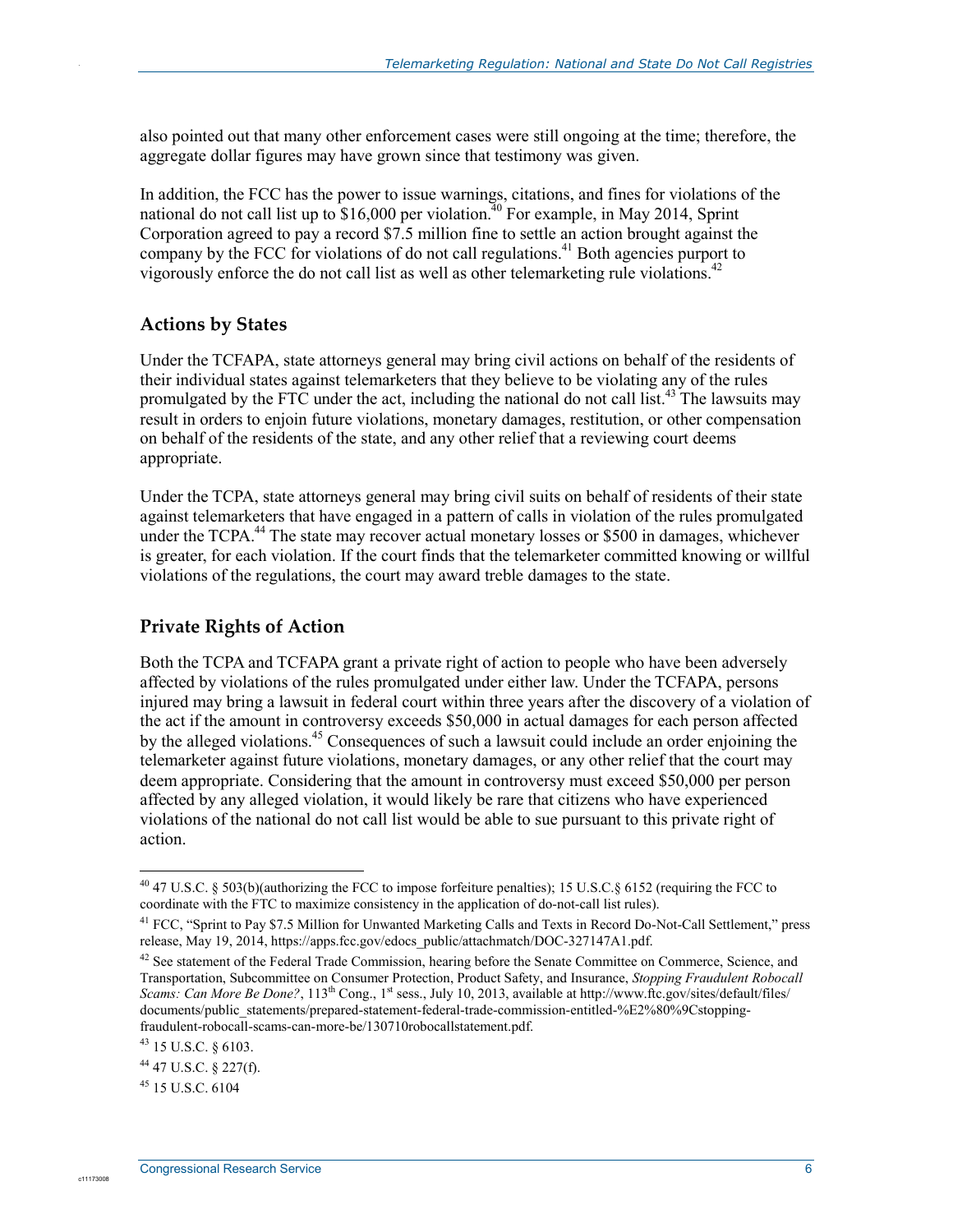also pointed out that many other enforcement cases were still ongoing at the time; therefore, the aggregate dollar figures may have grown since that testimony was given.

In addition, the FCC has the power to issue warnings, citations, and fines for violations of the national do not call list up to $16,000 per violation.[40] For example, in May 2014, Sprint Corporation agreed to pay a record $7.5 million fine to settle an action brought against the company by the FCC for violations of do not call regulations.[41] Both agencies purport to vigorously enforce the do not call list as well as other telemarketing rule violations.[42]

## Actions by States

Under the TCFAPA, state attorneys general may bring civil actions on behalf of the residents of their individual states against telemarketers that they believe to be violating any of the rules promulgated by the FTC under the act, including the national do not call list.[43] The lawsuits may result in orders to enjoin future violations, monetary damages, restitution, or other compensation on behalf of the residents of the state, and any other relief that a reviewing court deems appropriate.

Under the TCPA, state attorneys general may bring civil suits on behalf of residents of their state against telemarketers that have engaged in a pattern of calls in violation of the rules promulgated under the TCPA.[44] The state may recover actual monetary losses or $500 in damages, whichever is greater, for each violation. If the court finds that the telemarketer committed knowing or willful violations of the regulations, the court may award treble damages to the state.

## Private Rights of Action

Both the TCPA and TCFAPA grant a private right of action to people who have been adversely affected by violations of the rules promulgated under either law. Under the TCFAPA, persons injured may bring a lawsuit in federal court within three years after the discovery of a violation of the act if the amount in controversy exceeds $50,000 in actual damages for each person affected by the alleged violations.[45] Consequences of such a lawsuit could include an order enjoining the telemarketer against future violations, monetary damages, or any other relief that the court may deem appropriate. Considering that the amount in controversy must exceed $50,000 per person affected by any alleged violation, it would likely be rare that citizens who have experienced violations of the national do not call list would be able to sue pursuant to this private right of action.

---

[40] 47 U.S.C. § 503(b)(authorizing the FCC to impose forfeiture penalties); 15 U.S.C.§ 6152 (requiring the FCC to coordinate with the FTC to maximize consistency in the application of do-not-call list rules).

[41] FCC, "Sprint to Pay $7.5 Million for Unwanted Marketing Calls and Texts in Record Do-Not-Call Settlement," press release, May 19, 2014, https://apps.fcc.gov/edocs_public/attachmatch/DOC-327147A1.pdf.

[42] See statement of the Federal Trade Commission, hearing before the Senate Committee on Commerce, Science, and Transportation, Subcommittee on Consumer Protection, Product Safety, and Insurance, *Stopping Fraudulent Robocall Scams: Can More Be Done?*, 113th Cong., 1st sess., July 10, 2013, available at http://www.ftc.gov/sites/default/files/documents/public_statements/prepared-statement-federal-trade-commission-entitled-%E2%80%9Cstopping-fraudulent-robocall-scams-can-more-be/130710robocallstatement.pdf.

[43] 15 U.S.C. § 6103.

[44] 47 U.S.C. § 227(f).

[45] 15 U.S.C. 6104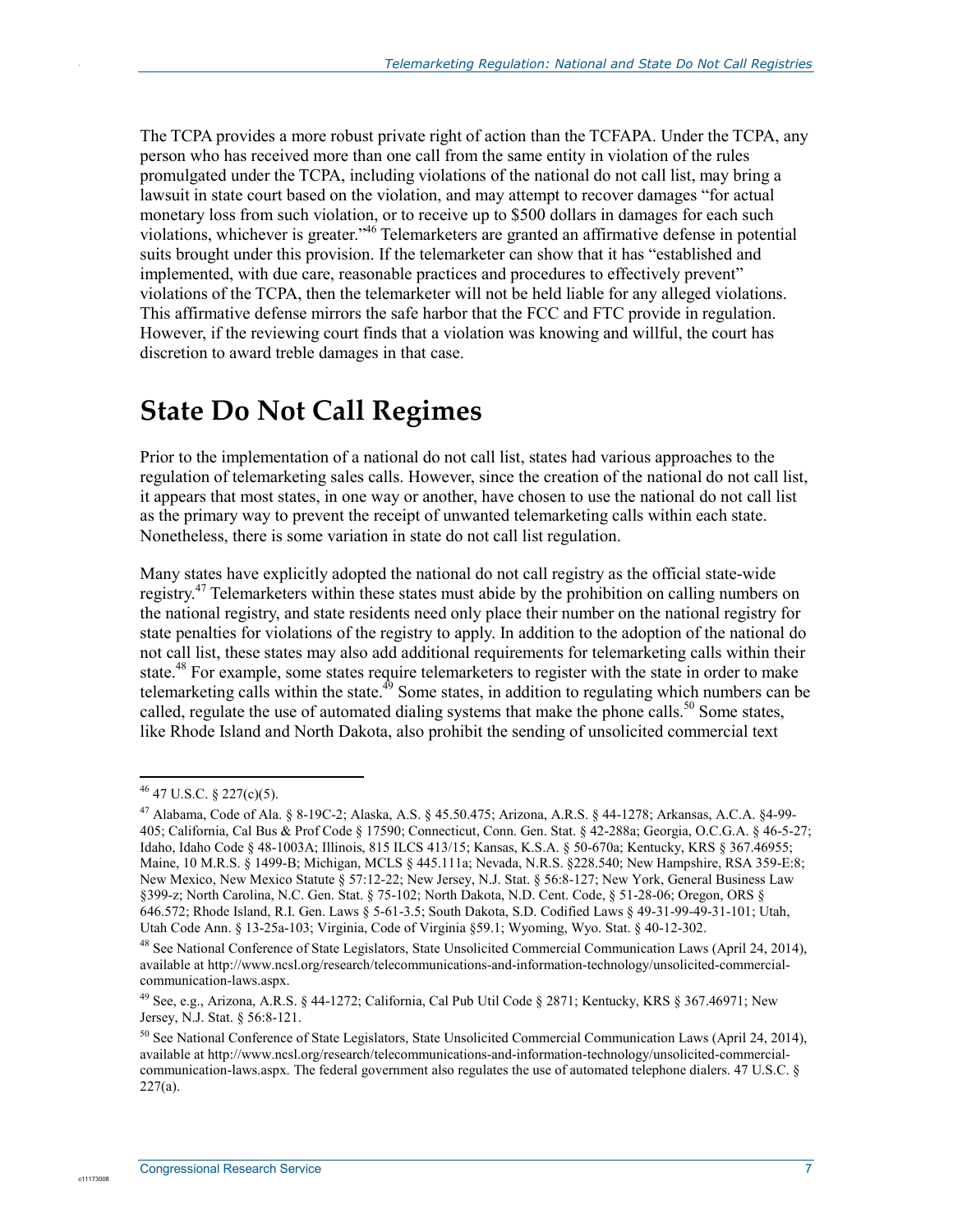The TCPA provides a more robust private right of action than the TCFAPA. Under the TCPA, any person who has received more than one call from the same entity in violation of the rules promulgated under the TCPA, including violations of the national do not call list, may bring a lawsuit in state court based on the violation, and may attempt to recover damages "for actual monetary loss from such violation, or to receive up to $500 dollars in damages for each such violations, whichever is greater."[46] Telemarketers are granted an affirmative defense in potential suits brought under this provision. If the telemarketer can show that it has "established and implemented, with due care, reasonable practices and procedures to effectively prevent" violations of the TCPA, then the telemarketer will not be held liable for any alleged violations. This affirmative defense mirrors the safe harbor that the FCC and FTC provide in regulation. However, if the reviewing court finds that a violation was knowing and willful, the court has discretion to award treble damages in that case.

## State Do Not Call Regimes

Prior to the implementation of a national do not call list, states had various approaches to the regulation of telemarketing sales calls. However, since the creation of the national do not call list, it appears that most states, in one way or another, have chosen to use the national do not call list as the primary way to prevent the receipt of unwanted telemarketing calls within each state. Nonetheless, there is some variation in state do not call list regulation.

Many states have explicitly adopted the national do not call registry as the official state-wide registry.[47] Telemarketers within these states must abide by the prohibition on calling numbers on the national registry, and state residents need only place their number on the national registry for state penalties for violations of the registry to apply. In addition to the adoption of the national do not call list, these states may also add additional requirements for telemarketing calls within their state.[48] For example, some states require telemarketers to register with the state in order to make telemarketing calls within the state.[49] Some states, in addition to regulating which numbers can be called, regulate the use of automated dialing systems that make the phone calls.[50] Some states, like Rhode Island and North Dakota, also prohibit the sending of unsolicited commercial text

---

[46] 47 U.S.C. § 227(c)(5).

[47] Alabama, Code of Ala. § 8-19C-2; Alaska, A.S. § 45.50.475; Arizona, A.R.S. § 44-1278; Arkansas, A.C.A. §4-99-405; California, Cal Bus & Prof Code § 17590; Connecticut, Conn. Gen. Stat. § 42-288a; Georgia, O.C.G.A. § 46-5-27; Idaho, Idaho Code § 48-1003A; Illinois, 815 ILCS 413/15; Kansas, K.S.A. § 50-670a; Kentucky, KRS § 367.46955; Maine, 10 M.R.S. § 1499-B; Michigan, MCLS § 445.111a; Nevada, N.R.S. §228.540; New Hampshire, RSA 359-E:8; New Mexico, New Mexico Statute § 57:12-22; New Jersey, N.J. Stat. § 56:8-127; New York, General Business Law §399-z; North Carolina, N.C. Gen. Stat. § 75-102; North Dakota, N.D. Cent. Code, § 51-28-06; Oregon, ORS § 646.572; Rhode Island, R.I. Gen. Laws § 5-61-3.5; South Dakota, S.D. Codified Laws § 49-31-99-49-31-101; Utah, Utah Code Ann. § 13-25a-103; Virginia, Code of Virginia §59.1; Wyoming, Wyo. Stat. § 40-12-302.

[48] See National Conference of State Legislators, State Unsolicited Commercial Communication Laws (April 24, 2014), available at http://www.ncsl.org/research/telecommunications-and-information-technology/unsolicited-commercial-communication-laws.aspx.

[49] See, e.g., Arizona, A.R.S. § 44-1272; California, Cal Pub Util Code § 2871; Kentucky, KRS § 367.46971; New Jersey, N.J. Stat. § 56:8-121.

[50] See National Conference of State Legislators, State Unsolicited Commercial Communication Laws (April 24, 2014), available at http://www.ncsl.org/research/telecommunications-and-information-technology/unsolicited-commercial-communication-laws.aspx. The federal government also regulates the use of automated telephone dialers. 47 U.S.C. § 227(a).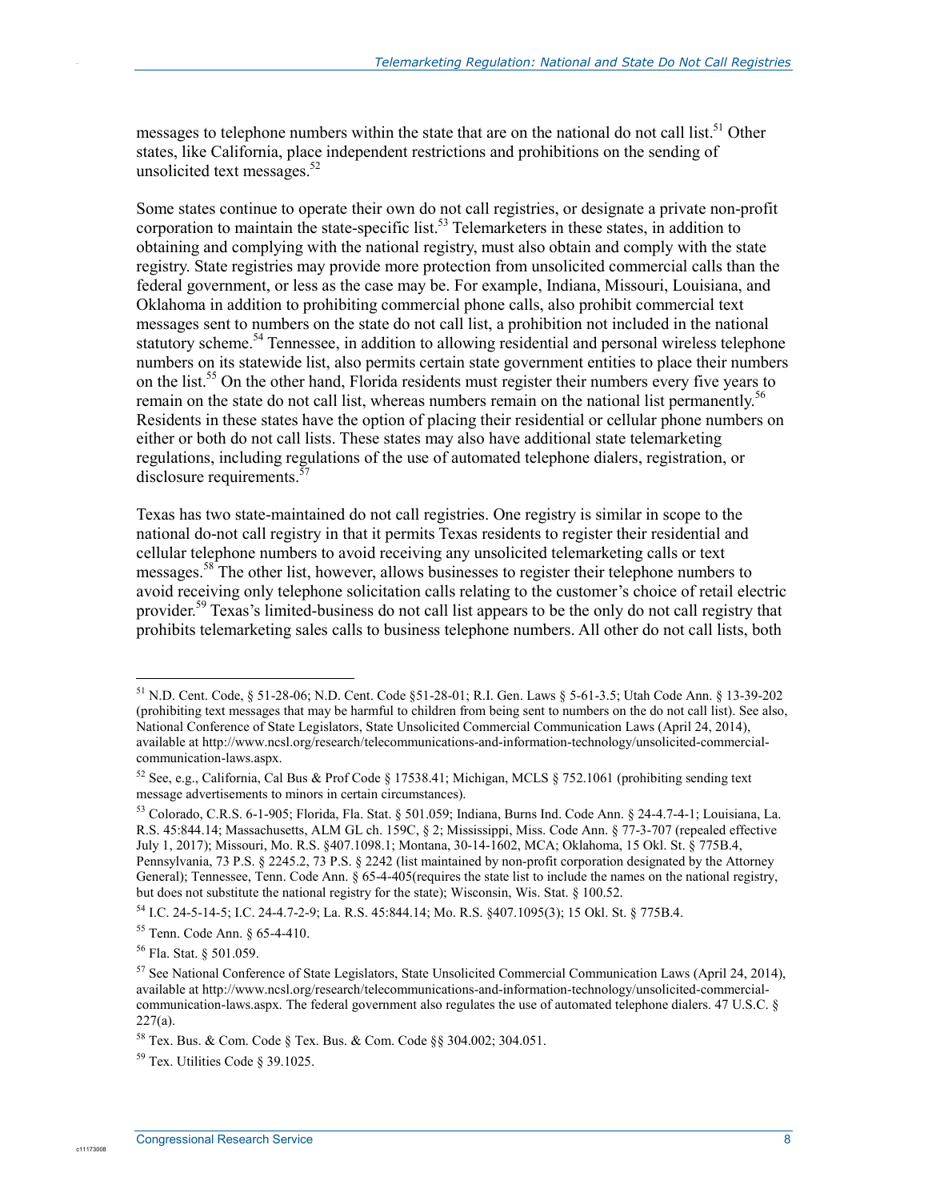messages to telephone numbers within the state that are on the national do not call list.[51] Other states, like California, place independent restrictions and prohibitions on the sending of unsolicited text messages.[52]

Some states continue to operate their own do not call registries, or designate a private non-profit corporation to maintain the state-specific list.[53] Telemarketers in these states, in addition to obtaining and complying with the national registry, must also obtain and comply with the state registry. State registries may provide more protection from unsolicited commercial calls than the federal government, or less as the case may be. For example, Indiana, Missouri, Louisiana, and Oklahoma in addition to prohibiting commercial phone calls, also prohibit commercial text messages sent to numbers on the state do not call list, a prohibition not included in the national statutory scheme.[54] Tennessee, in addition to allowing residential and personal wireless telephone numbers on its statewide list, also permits certain state government entities to place their numbers on the list.[55] On the other hand, Florida residents must register their numbers every five years to remain on the state do not call list, whereas numbers remain on the national list permanently.[56] Residents in these states have the option of placing their residential or cellular phone numbers on either or both do not call lists. These states may also have additional state telemarketing regulations, including regulations of the use of automated telephone dialers, registration, or disclosure requirements.[57]

Texas has two state-maintained do not call registries. One registry is similar in scope to the national do-not call registry in that it permits Texas residents to register their residential and cellular telephone numbers to avoid receiving any unsolicited telemarketing calls or text messages.[58] The other list, however, allows businesses to register their telephone numbers to avoid receiving only telephone solicitation calls relating to the customer's choice of retail electric provider.[59] Texas's limited-business do not call list appears to be the only do not call registry that prohibits telemarketing sales calls to business telephone numbers. All other do not call lists, both

---

[51] N.D. Cent. Code, § 51-28-06; N.D. Cent. Code §51-28-01; R.I. Gen. Laws § 5-61-3.5; Utah Code Ann. § 13-39-202 (prohibiting text messages that may be harmful to children from being sent to numbers on the do not call list). See also, National Conference of State Legislators, State Unsolicited Commercial Communication Laws (April 24, 2014), available at http://www.ncsl.org/research/telecommunications-and-information-technology/unsolicited-commercial-communication-laws.aspx.

[52] See, e.g., California, Cal Bus & Prof Code § 17538.41; Michigan, MCLS § 752.1061 (prohibiting sending text message advertisements to minors in certain circumstances).

[53] Colorado, C.R.S. 6-1-905; Florida, Fla. Stat. § 501.059; Indiana, Burns Ind. Code Ann. § 24-4.7-4-1; Louisiana, La. R.S. 45:844.14; Massachusetts, ALM GL ch. 159C, § 2; Mississippi, Miss. Code Ann. § 77-3-707 (repealed effective July 1, 2017); Missouri, Mo. R.S. §407.1098.1; Montana, 30-14-1602, MCA; Oklahoma, 15 Okl. St. § 775B.4, Pennsylvania, 73 P.S. § 2245.2, 73 P.S. § 2242 (list maintained by non-profit corporation designated by the Attorney General); Tennessee, Tenn. Code Ann. § 65-4-405(requires the state list to include the names on the national registry, but does not substitute the national registry for the state); Wisconsin, Wis. Stat. § 100.52.

[54] I.C. 24-5-14-5; I.C. 24-4.7-2-9; La. R.S. 45:844.14; Mo. R.S. §407.1095(3); 15 Okl. St. § 775B.4.

[55] Tenn. Code Ann. § 65-4-410.

[56] Fla. Stat. § 501.059.

[57] See National Conference of State Legislators, State Unsolicited Commercial Communication Laws (April 24, 2014), available at http://www.ncsl.org/research/telecommunications-and-information-technology/unsolicited-commercial-communication-laws.aspx. The federal government also regulates the use of automated telephone dialers. 47 U.S.C. § 227(a).

[58] Tex. Bus. & Com. Code § Tex. Bus. & Com. Code §§ 304.002; 304.051.

[59] Tex. Utilities Code § 39.1025.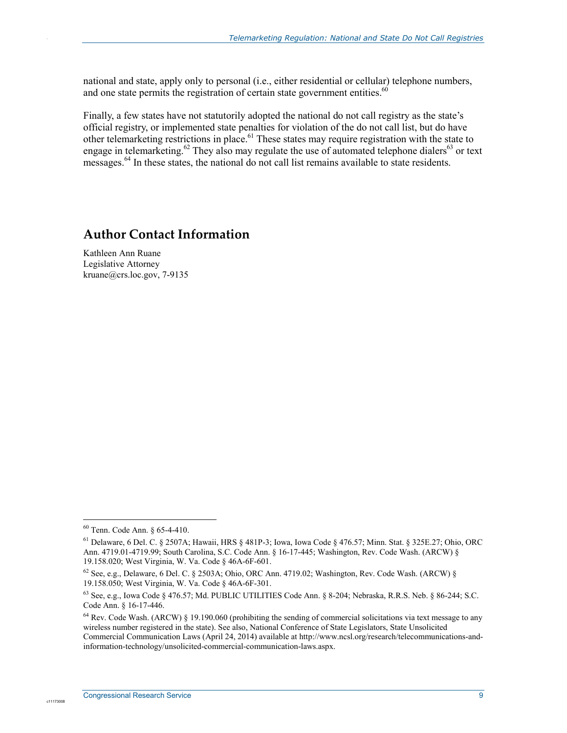national and state, apply only to personal (i.e., either residential or cellular) telephone numbers, and one state permits the registration of certain state government entities.[60]

Finally, a few states have not statutorily adopted the national do not call registry as the state's official registry, or implemented state penalties for violation of the do not call list, but do have other telemarketing restrictions in place.[61] These states may require registration with the state to engage in telemarketing.[62] They also may regulate the use of automated telephone dialers[63] or text messages.[64] In these states, the national do not call list remains available to state residents.

## Author Contact Information

Kathleen Ann Ruane
Legislative Attorney
kruane@crs.loc.gov, 7-9135

---

[60] Tenn. Code Ann. § 65-4-410.

[61] Delaware, 6 Del. C. § 2507A; Hawaii, HRS § 481P-3; Iowa, Iowa Code § 476.57; Minn. Stat. § 325E.27; Ohio, ORC Ann. 4719.01-4719.99; South Carolina, S.C. Code Ann. § 16-17-445; Washington, Rev. Code Wash. (ARCW) § 19.158.020; West Virginia, W. Va. Code § 46A-6F-601.

[62] See, e.g., Delaware, 6 Del. C. § 2503A; Ohio, ORC Ann. 4719.02; Washington, Rev. Code Wash. (ARCW) § 19.158.050; West Virginia, W. Va. Code § 46A-6F-301.

[63] See, e.g., Iowa Code § 476.57; Md. PUBLIC UTILITIES Code Ann. § 8-204; Nebraska, R.R.S. Neb. § 86-244; S.C. Code Ann. § 16-17-446.

[64] Rev. Code Wash. (ARCW) § 19.190.060 (prohibiting the sending of commercial solicitations via text message to any wireless number registered in the state). See also, National Conference of State Legislators, State Unsolicited Commercial Communication Laws (April 24, 2014) available at http://www.ncsl.org/research/telecommunications-and-information-technology/unsolicited-commercial-communication-laws.aspx.